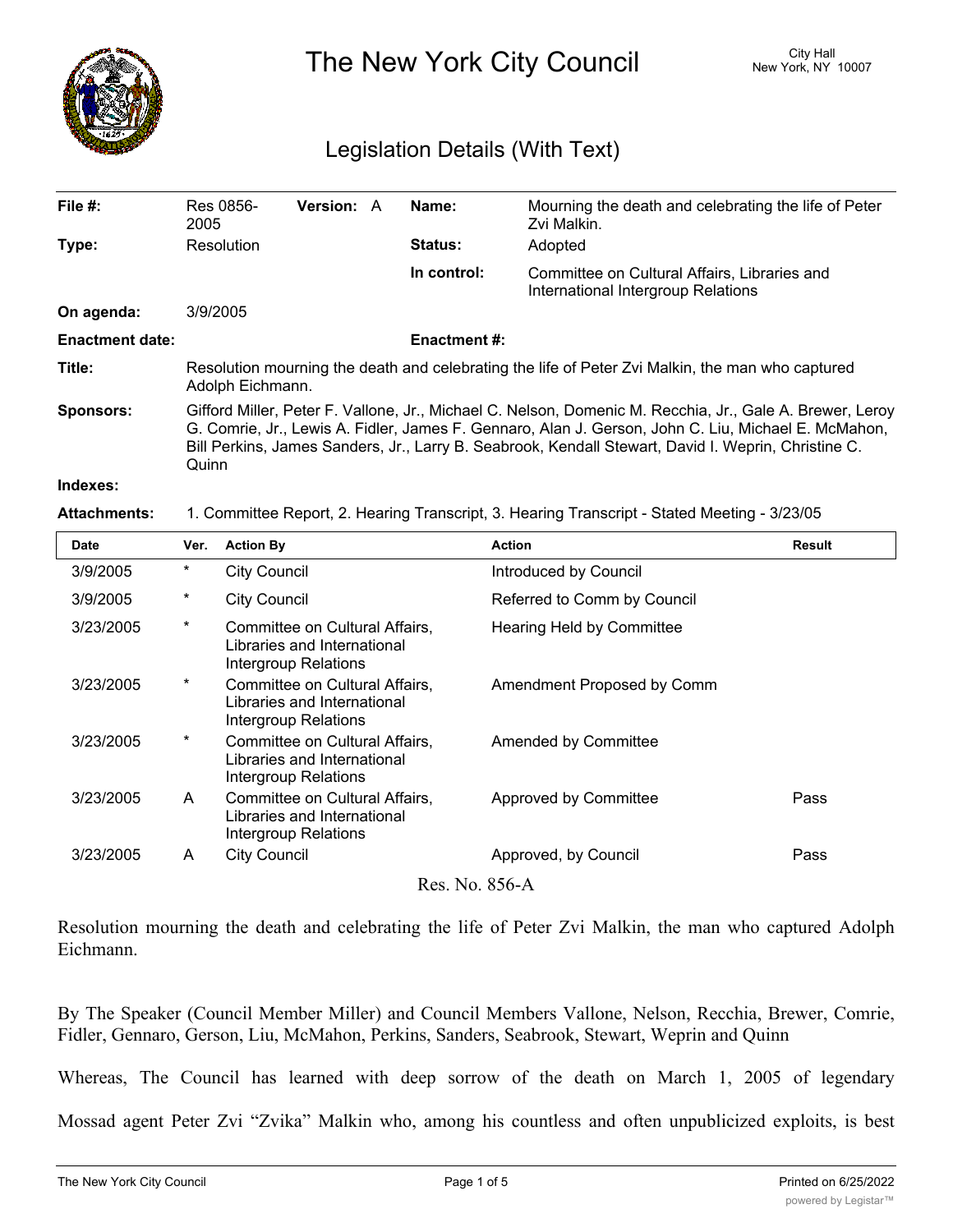# The New York City Council

City Hall
New York, NY 10007

## Legislation Details (With Text)

| | | | |
|---|---|---|---|
| **File #:** | Res 0856-2005 **Version:** A | **Name:** | Mourning the death and celebrating the life of Peter Zvi Malkin. |
| **Type:** | Resolution | **Status:** | Adopted |
| | | **In control:** | Committee on Cultural Affairs, Libraries and International Intergroup Relations |
| **On agenda:** | 3/9/2005 | | |
| **Enactment date:** | | **Enactment #:** | |

**Title:** Resolution mourning the death and celebrating the life of Peter Zvi Malkin, the man who captured Adolph Eichmann.

**Sponsors:** Gifford Miller, Peter F. Vallone, Jr., Michael C. Nelson, Domenic M. Recchia, Jr., Gale A. Brewer, Leroy G. Comrie, Jr., Lewis A. Fidler, James F. Gennaro, Alan J. Gerson, John C. Liu, Michael E. McMahon, Bill Perkins, James Sanders, Jr., Larry B. Seabrook, Kendall Stewart, David I. Weprin, Christine C. Quinn

**Indexes:**

**Attachments:** 1. Committee Report, 2. Hearing Transcript, 3. Hearing Transcript - Stated Meeting - 3/23/05

| Date | Ver. | Action By | Action | Result |
|---|---|---|---|---|
| 3/9/2005 | * | City Council | Introduced by Council | |
| 3/9/2005 | * | City Council | Referred to Comm by Council | |
| 3/23/2005 | * | Committee on Cultural Affairs, Libraries and International Intergroup Relations | Hearing Held by Committee | |
| 3/23/2005 | * | Committee on Cultural Affairs, Libraries and International Intergroup Relations | Amendment Proposed by Comm | |
| 3/23/2005 | * | Committee on Cultural Affairs, Libraries and International Intergroup Relations | Amended by Committee | |
| 3/23/2005 | A | Committee on Cultural Affairs, Libraries and International Intergroup Relations | Approved by Committee | Pass |
| 3/23/2005 | A | City Council | Approved, by Council | Pass |

Res. No. 856-A

Resolution mourning the death and celebrating the life of Peter Zvi Malkin, the man who captured Adolph Eichmann.

By The Speaker (Council Member Miller) and Council Members Vallone, Nelson, Recchia, Brewer, Comrie, Fidler, Gennaro, Gerson, Liu, McMahon, Perkins, Sanders, Seabrook, Stewart, Weprin and Quinn

Whereas, The Council has learned with deep sorrow of the death on March 1, 2005 of legendary Mossad agent Peter Zvi "Zvika" Malkin who, among his countless and often unpublicized exploits, is best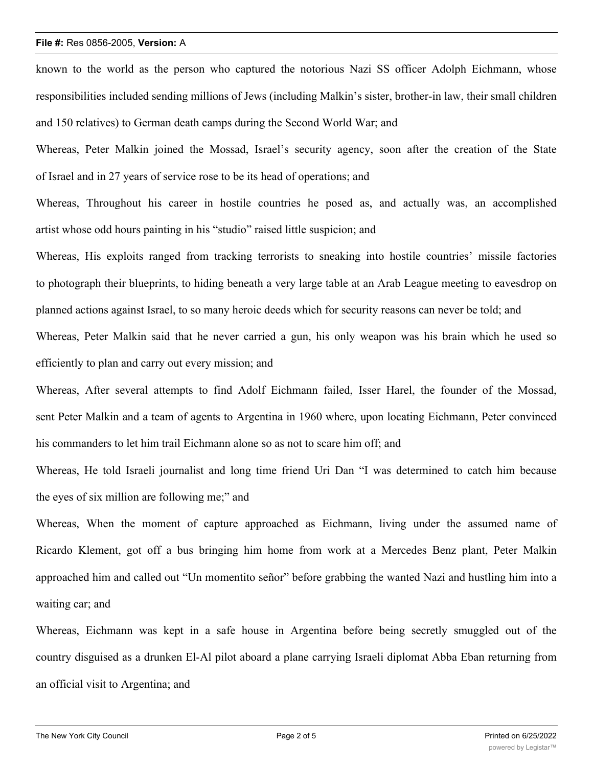known to the world as the person who captured the notorious Nazi SS officer Adolph Eichmann, whose responsibilities included sending millions of Jews (including Malkin's sister, brother-in law, their small children and 150 relatives) to German death camps during the Second World War; and

Whereas, Peter Malkin joined the Mossad, Israel's security agency, soon after the creation of the State of Israel and in 27 years of service rose to be its head of operations; and

Whereas, Throughout his career in hostile countries he posed as, and actually was, an accomplished artist whose odd hours painting in his "studio" raised little suspicion; and

Whereas, His exploits ranged from tracking terrorists to sneaking into hostile countries' missile factories to photograph their blueprints, to hiding beneath a very large table at an Arab League meeting to eavesdrop on planned actions against Israel, to so many heroic deeds which for security reasons can never be told; and

Whereas, Peter Malkin said that he never carried a gun, his only weapon was his brain which he used so efficiently to plan and carry out every mission; and

Whereas, After several attempts to find Adolf Eichmann failed, Isser Harel, the founder of the Mossad, sent Peter Malkin and a team of agents to Argentina in 1960 where, upon locating Eichmann, Peter convinced his commanders to let him trail Eichmann alone so as not to scare him off; and

Whereas, He told Israeli journalist and long time friend Uri Dan "I was determined to catch him because the eyes of six million are following me;" and

Whereas, When the moment of capture approached as Eichmann, living under the assumed name of Ricardo Klement, got off a bus bringing him home from work at a Mercedes Benz plant, Peter Malkin approached him and called out "Un momentito señor" before grabbing the wanted Nazi and hustling him into a waiting car; and

Whereas, Eichmann was kept in a safe house in Argentina before being secretly smuggled out of the country disguised as a drunken El-Al pilot aboard a plane carrying Israeli diplomat Abba Eban returning from an official visit to Argentina; and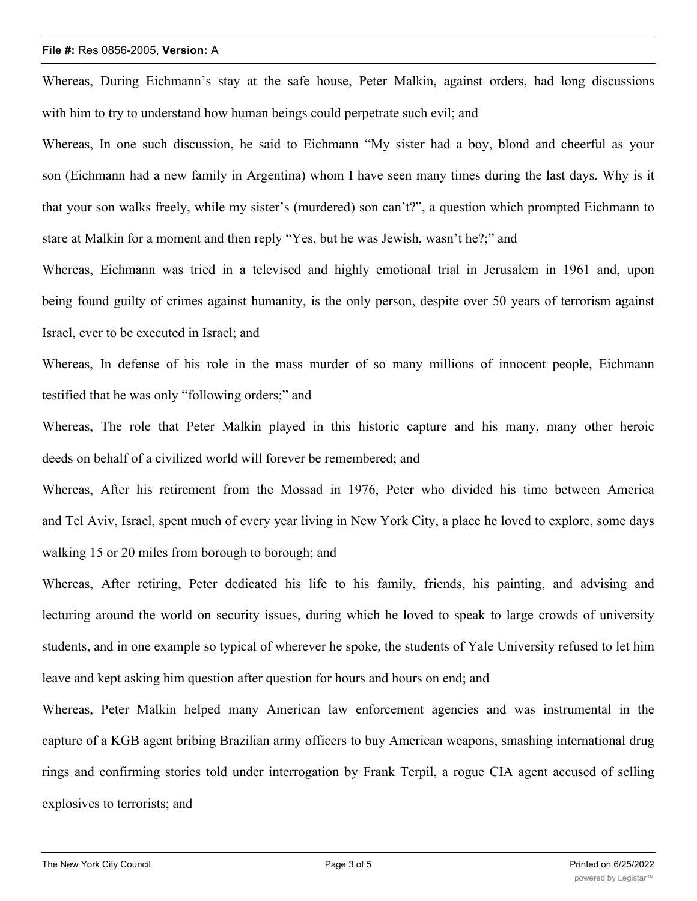Whereas, During Eichmann's stay at the safe house, Peter Malkin, against orders, had long discussions with him to try to understand how human beings could perpetrate such evil; and

Whereas, In one such discussion, he said to Eichmann "My sister had a boy, blond and cheerful as your son (Eichmann had a new family in Argentina) whom I have seen many times during the last days. Why is it that your son walks freely, while my sister's (murdered) son can't?", a question which prompted Eichmann to stare at Malkin for a moment and then reply "Yes, but he was Jewish, wasn't he?;" and

Whereas, Eichmann was tried in a televised and highly emotional trial in Jerusalem in 1961 and, upon being found guilty of crimes against humanity, is the only person, despite over 50 years of terrorism against Israel, ever to be executed in Israel; and

Whereas, In defense of his role in the mass murder of so many millions of innocent people, Eichmann testified that he was only "following orders;" and

Whereas, The role that Peter Malkin played in this historic capture and his many, many other heroic deeds on behalf of a civilized world will forever be remembered; and

Whereas, After his retirement from the Mossad in 1976, Peter who divided his time between America and Tel Aviv, Israel, spent much of every year living in New York City, a place he loved to explore, some days walking 15 or 20 miles from borough to borough; and

Whereas, After retiring, Peter dedicated his life to his family, friends, his painting, and advising and lecturing around the world on security issues, during which he loved to speak to large crowds of university students, and in one example so typical of wherever he spoke, the students of Yale University refused to let him leave and kept asking him question after question for hours and hours on end; and

Whereas, Peter Malkin helped many American law enforcement agencies and was instrumental in the capture of a KGB agent bribing Brazilian army officers to buy American weapons, smashing international drug rings and confirming stories told under interrogation by Frank Terpil, a rogue CIA agent accused of selling explosives to terrorists; and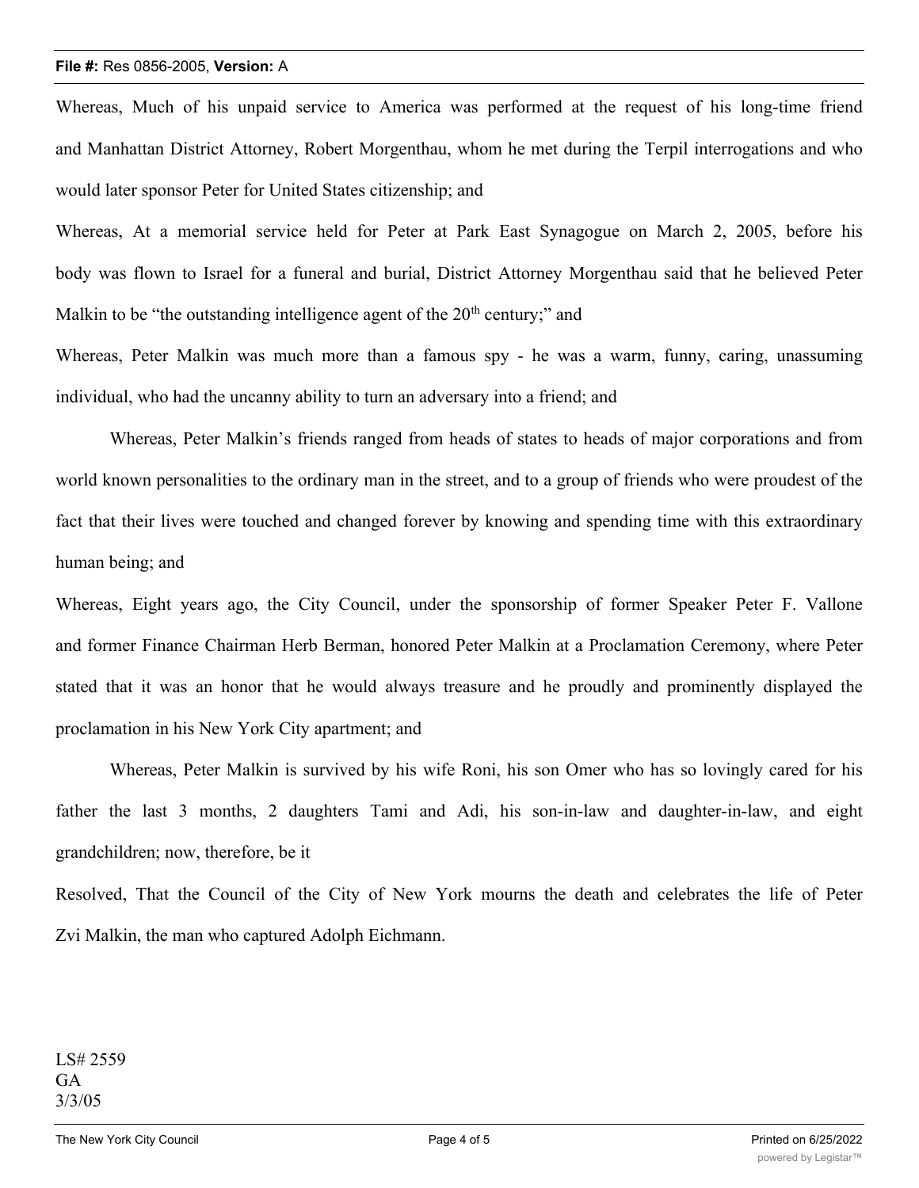Whereas, Much of his unpaid service to America was performed at the request of his long-time friend and Manhattan District Attorney, Robert Morgenthau, whom he met during the Terpil interrogations and who would later sponsor Peter for United States citizenship; and

Whereas, At a memorial service held for Peter at Park East Synagogue on March 2, 2005, before his body was flown to Israel for a funeral and burial, District Attorney Morgenthau said that he believed Peter Malkin to be "the outstanding intelligence agent of the 20th century;" and

Whereas, Peter Malkin was much more than a famous spy - he was a warm, funny, caring, unassuming individual, who had the uncanny ability to turn an adversary into a friend; and

Whereas, Peter Malkin's friends ranged from heads of states to heads of major corporations and from world known personalities to the ordinary man in the street, and to a group of friends who were proudest of the fact that their lives were touched and changed forever by knowing and spending time with this extraordinary human being; and

Whereas, Eight years ago, the City Council, under the sponsorship of former Speaker Peter F. Vallone and former Finance Chairman Herb Berman, honored Peter Malkin at a Proclamation Ceremony, where Peter stated that it was an honor that he would always treasure and he proudly and prominently displayed the proclamation in his New York City apartment; and

Whereas, Peter Malkin is survived by his wife Roni, his son Omer who has so lovingly cared for his father the last 3 months, 2 daughters Tami and Adi, his son-in-law and daughter-in-law, and eight grandchildren; now, therefore, be it

Resolved, That the Council of the City of New York mourns the death and celebrates the life of Peter Zvi Malkin, the man who captured Adolph Eichmann.

LS# 2559
GA
3/3/05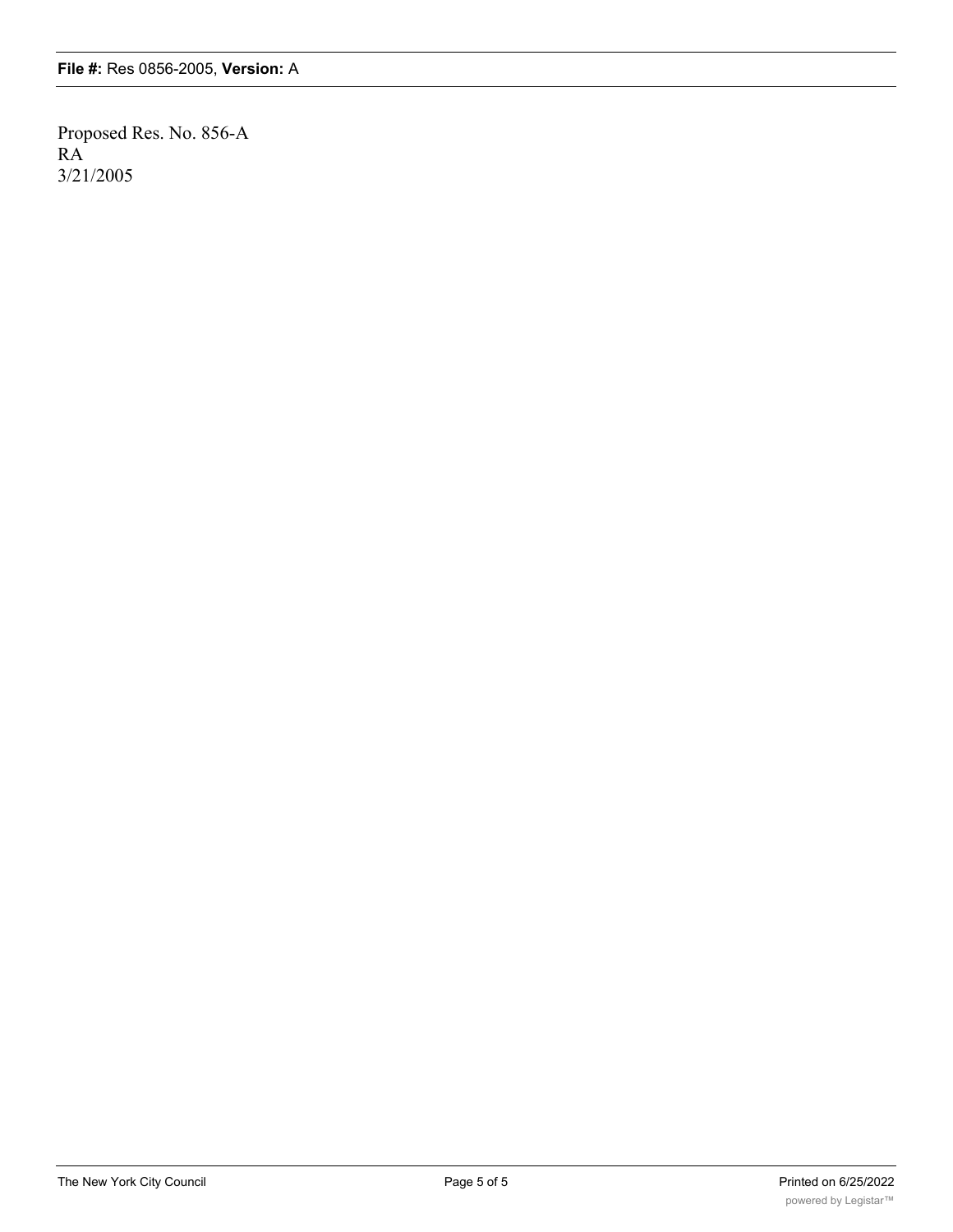Proposed Res. No. 856-A
RA
3/21/2005